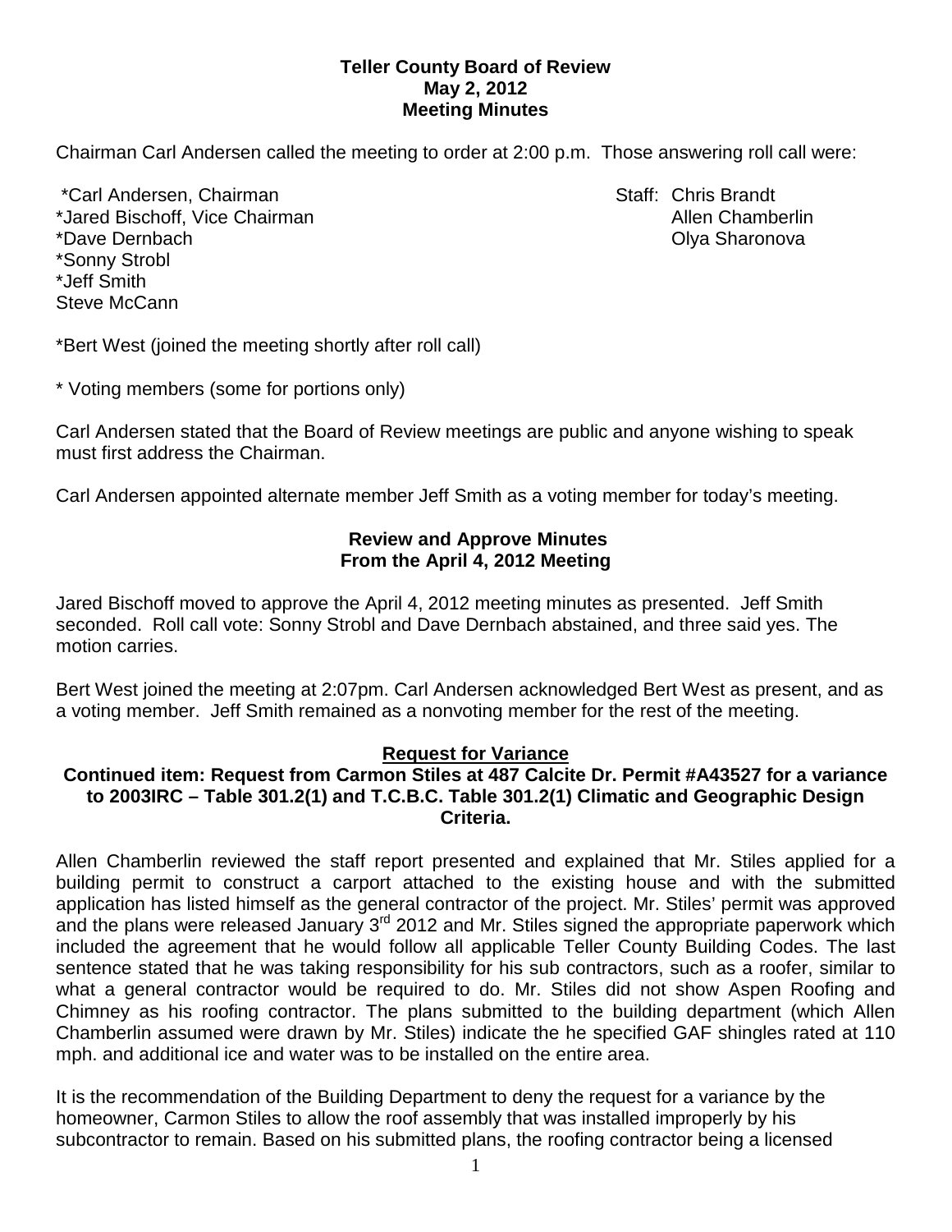**Teller County Board of Review**
**May 2, 2012**
**Meeting Minutes**

Chairman Carl Andersen called the meeting to order at 2:00 p.m. Those answering roll call were:

*Carl Andersen, Chairman
*Jared Bischoff, Vice Chairman
*Dave Dernbach
*Sonny Strobl
*Jeff Smith
Steve McCann

Staff: Chris Brandt
Allen Chamberlin
Olya Sharonova

*Bert West (joined the meeting shortly after roll call)

* Voting members (some for portions only)

Carl Andersen stated that the Board of Review meetings are public and anyone wishing to speak must first address the Chairman.

Carl Andersen appointed alternate member Jeff Smith as a voting member for today's meeting.

**Review and Approve Minutes**
**From the April 4, 2012 Meeting**

Jared Bischoff moved to approve the April 4, 2012 meeting minutes as presented. Jeff Smith seconded. Roll call vote: Sonny Strobl and Dave Dernbach abstained, and three said yes. The motion carries.

Bert West joined the meeting at 2:07pm. Carl Andersen acknowledged Bert West as present, and as a voting member. Jeff Smith remained as a nonvoting member for the rest of the meeting.

**Request for Variance**

**Continued item: Request from Carmon Stiles at 487 Calcite Dr. Permit #A43527 for a variance to 2003IRC – Table 301.2(1) and T.C.B.C. Table 301.2(1) Climatic and Geographic Design Criteria.**

Allen Chamberlin reviewed the staff report presented and explained that Mr. Stiles applied for a building permit to construct a carport attached to the existing house and with the submitted application has listed himself as the general contractor of the project. Mr. Stiles' permit was approved and the plans were released January 3rd 2012 and Mr. Stiles signed the appropriate paperwork which included the agreement that he would follow all applicable Teller County Building Codes. The last sentence stated that he was taking responsibility for his sub contractors, such as a roofer, similar to what a general contractor would be required to do. Mr. Stiles did not show Aspen Roofing and Chimney as his roofing contractor. The plans submitted to the building department (which Allen Chamberlin assumed were drawn by Mr. Stiles) indicate the he specified GAF shingles rated at 110 mph. and additional ice and water was to be installed on the entire area.

It is the recommendation of the Building Department to deny the request for a variance by the homeowner, Carmon Stiles to allow the roof assembly that was installed improperly by his subcontractor to remain. Based on his submitted plans, the roofing contractor being a licensed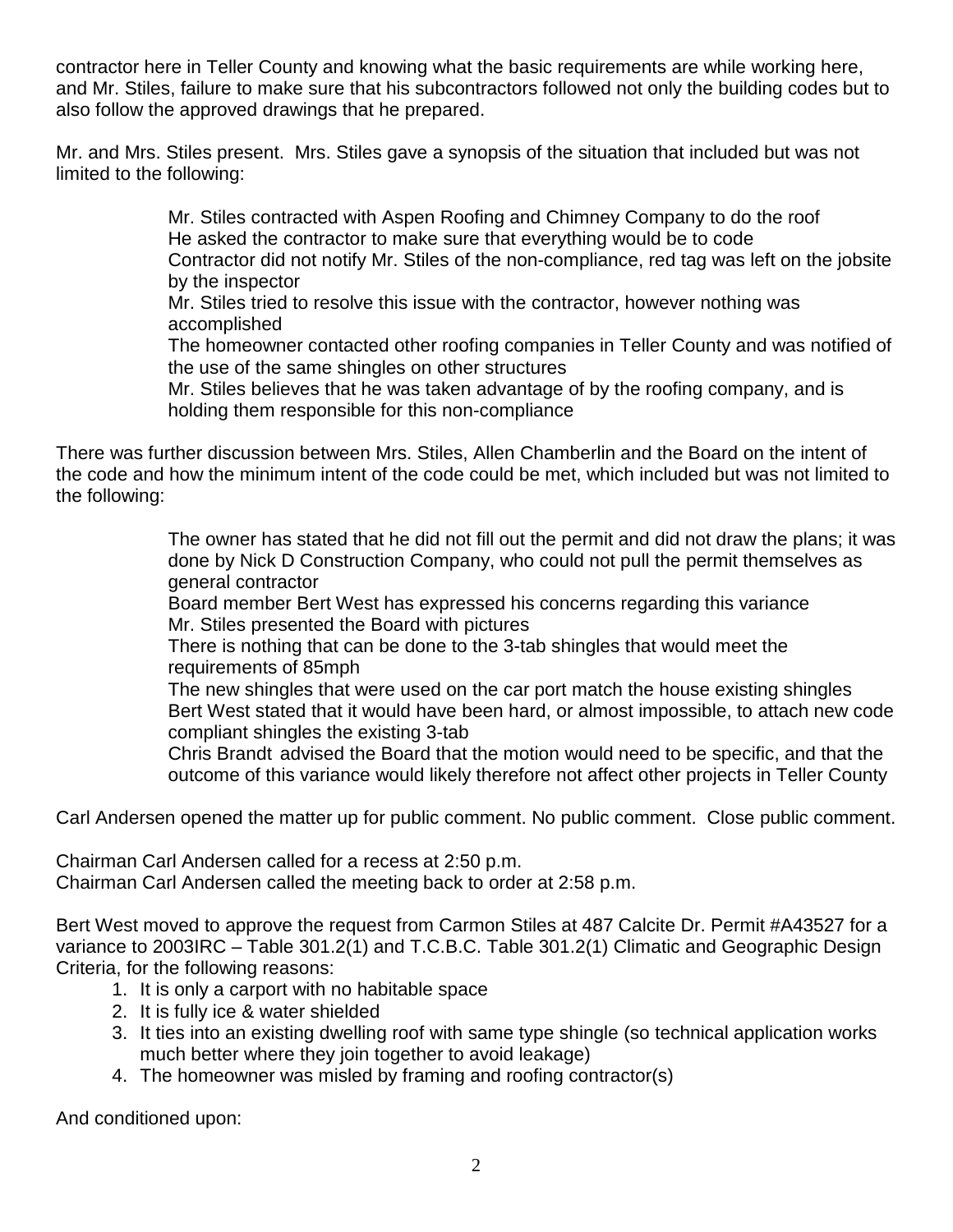contractor here in Teller County and knowing what the basic requirements are while working here, and Mr. Stiles, failure to make sure that his subcontractors followed not only the building codes but to also follow the approved drawings that he prepared.

Mr. and Mrs. Stiles present. Mrs. Stiles gave a synopsis of the situation that included but was not limited to the following:

> Mr. Stiles contracted with Aspen Roofing and Chimney Company to do the roof
> He asked the contractor to make sure that everything would be to code
> Contractor did not notify Mr. Stiles of the non-compliance, red tag was left on the jobsite by the inspector
> Mr. Stiles tried to resolve this issue with the contractor, however nothing was accomplished
> The homeowner contacted other roofing companies in Teller County and was notified of the use of the same shingles on other structures
> Mr. Stiles believes that he was taken advantage of by the roofing company, and is holding them responsible for this non-compliance

There was further discussion between Mrs. Stiles, Allen Chamberlin and the Board on the intent of the code and how the minimum intent of the code could be met, which included but was not limited to the following:

> The owner has stated that he did not fill out the permit and did not draw the plans; it was done by Nick D Construction Company, who could not pull the permit themselves as general contractor
> Board member Bert West has expressed his concerns regarding this variance
> Mr. Stiles presented the Board with pictures
> There is nothing that can be done to the 3-tab shingles that would meet the requirements of 85mph
> The new shingles that were used on the car port match the house existing shingles
> Bert West stated that it would have been hard, or almost impossible, to attach new code compliant shingles the existing 3-tab
> Chris Brandt advised the Board that the motion would need to be specific, and that the outcome of this variance would likely therefore not affect other projects in Teller County

Carl Andersen opened the matter up for public comment. No public comment. Close public comment.

Chairman Carl Andersen called for a recess at 2:50 p.m.
Chairman Carl Andersen called the meeting back to order at 2:58 p.m.

Bert West moved to approve the request from Carmon Stiles at 487 Calcite Dr. Permit #A43527 for a variance to 2003IRC – Table 301.2(1) and T.C.B.C. Table 301.2(1) Climatic and Geographic Design Criteria, for the following reasons:

1. It is only a carport with no habitable space
2. It is fully ice & water shielded
3. It ties into an existing dwelling roof with same type shingle (so technical application works much better where they join together to avoid leakage)
4. The homeowner was misled by framing and roofing contractor(s)

And conditioned upon: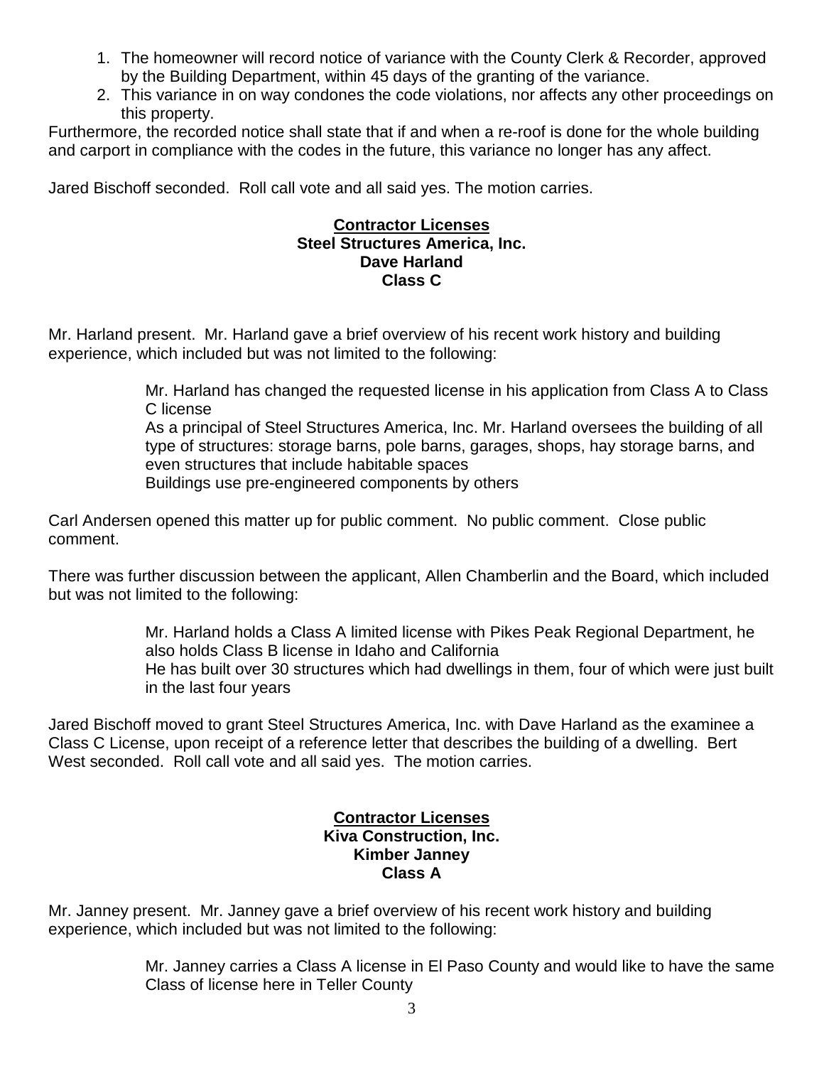1. The homeowner will record notice of variance with the County Clerk & Recorder, approved by the Building Department, within 45 days of the granting of the variance.
2. This variance in on way condones the code violations, nor affects any other proceedings on this property.

Furthermore, the recorded notice shall state that if and when a re-roof is done for the whole building and carport in compliance with the codes in the future, this variance no longer has any affect.

Jared Bischoff seconded. Roll call vote and all said yes. The motion carries.

**Contractor Licenses**
**Steel Structures America, Inc.**
**Dave Harland**
**Class C**

Mr. Harland present. Mr. Harland gave a brief overview of his recent work history and building experience, which included but was not limited to the following:

> Mr. Harland has changed the requested license in his application from Class A to Class C license
> As a principal of Steel Structures America, Inc. Mr. Harland oversees the building of all type of structures: storage barns, pole barns, garages, shops, hay storage barns, and even structures that include habitable spaces
> Buildings use pre-engineered components by others

Carl Andersen opened this matter up for public comment. No public comment. Close public comment.

There was further discussion between the applicant, Allen Chamberlin and the Board, which included but was not limited to the following:

> Mr. Harland holds a Class A limited license with Pikes Peak Regional Department, he also holds Class B license in Idaho and California
> He has built over 30 structures which had dwellings in them, four of which were just built in the last four years

Jared Bischoff moved to grant Steel Structures America, Inc. with Dave Harland as the examinee a Class C License, upon receipt of a reference letter that describes the building of a dwelling. Bert West seconded. Roll call vote and all said yes. The motion carries.

**Contractor Licenses**
**Kiva Construction, Inc.**
**Kimber Janney**
**Class A**

Mr. Janney present. Mr. Janney gave a brief overview of his recent work history and building experience, which included but was not limited to the following:

> Mr. Janney carries a Class A license in El Paso County and would like to have the same Class of license here in Teller County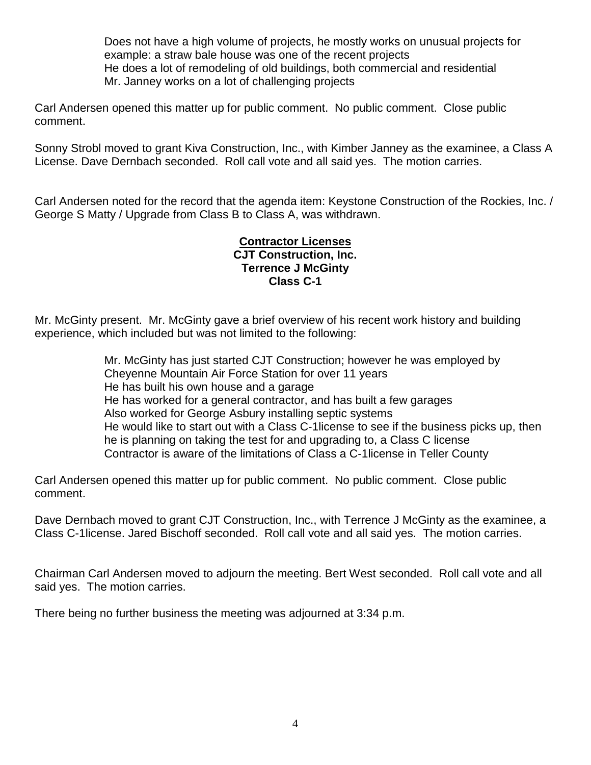Does not have a high volume of projects, he mostly works on unusual projects for example: a straw bale house was one of the recent projects
He does a lot of remodeling of old buildings, both commercial and residential
Mr. Janney works on a lot of challenging projects

Carl Andersen opened this matter up for public comment. No public comment. Close public comment.

Sonny Strobl moved to grant Kiva Construction, Inc., with Kimber Janney as the examinee, a Class A License. Dave Dernbach seconded. Roll call vote and all said yes. The motion carries.

Carl Andersen noted for the record that the agenda item: Keystone Construction of the Rockies, Inc. / George S Matty / Upgrade from Class B to Class A, was withdrawn.

**Contractor Licenses**
**CJT Construction, Inc.**
**Terrence J McGinty**
**Class C-1**

Mr. McGinty present. Mr. McGinty gave a brief overview of his recent work history and building experience, which included but was not limited to the following:

Mr. McGinty has just started CJT Construction; however he was employed by Cheyenne Mountain Air Force Station for over 11 years
He has built his own house and a garage
He has worked for a general contractor, and has built a few garages
Also worked for George Asbury installing septic systems
He would like to start out with a Class C-1license to see if the business picks up, then he is planning on taking the test for and upgrading to, a Class C license
Contractor is aware of the limitations of Class a C-1license in Teller County

Carl Andersen opened this matter up for public comment. No public comment. Close public comment.

Dave Dernbach moved to grant CJT Construction, Inc., with Terrence J McGinty as the examinee, a Class C-1license. Jared Bischoff seconded. Roll call vote and all said yes. The motion carries.

Chairman Carl Andersen moved to adjourn the meeting. Bert West seconded. Roll call vote and all said yes. The motion carries.

There being no further business the meeting was adjourned at 3:34 p.m.